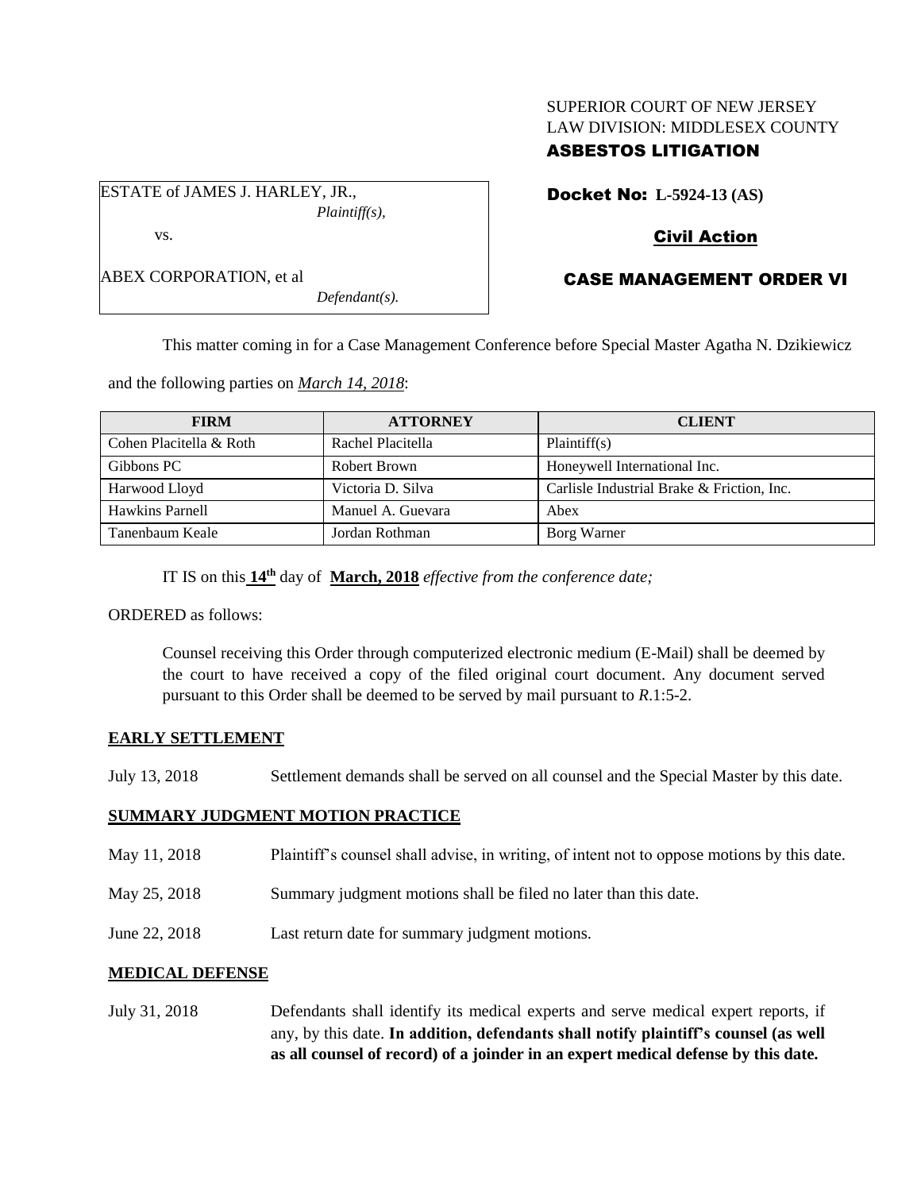SUPERIOR COURT OF NEW JERSEY
LAW DIVISION: MIDDLESEX COUNTY
**ASBESTOS LITIGATION**

ESTATE of JAMES J. HARLEY, JR.,
*Plaintiff(s),*

vs.

ABEX CORPORATION, et al
*Defendant(s).*

**Docket No: L-5924-13 (AS)**

**Civil Action**

**CASE MANAGEMENT ORDER VI**

This matter coming in for a Case Management Conference before Special Master Agatha N. Dzikiewicz and the following parties on *March 14, 2018*:

| FIRM | ATTORNEY | CLIENT |
|---|---|---|
| Cohen Placitella & Roth | Rachel Placitella | Plaintiff(s) |
| Gibbons PC | Robert Brown | Honeywell International Inc. |
| Harwood Lloyd | Victoria D. Silva | Carlisle Industrial Brake & Friction, Inc. |
| Hawkins Parnell | Manuel A. Guevara | Abex |
| Tanenbaum Keale | Jordan Rothman | Borg Warner |

IT IS on this **14th** day of **March, 2018** *effective from the conference date;*

ORDERED as follows:

Counsel receiving this Order through computerized electronic medium (E-Mail) shall be deemed by the court to have received a copy of the filed original court document. Any document served pursuant to this Order shall be deemed to be served by mail pursuant to *R*.1:5-2.

**EARLY SETTLEMENT**

July 13, 2018 Settlement demands shall be served on all counsel and the Special Master by this date.

**SUMMARY JUDGMENT MOTION PRACTICE**

May 11, 2018 Plaintiff's counsel shall advise, in writing, of intent not to oppose motions by this date.

May 25, 2018 Summary judgment motions shall be filed no later than this date.

June 22, 2018 Last return date for summary judgment motions.

**MEDICAL DEFENSE**

July 31, 2018 Defendants shall identify its medical experts and serve medical expert reports, if any, by this date. **In addition, defendants shall notify plaintiff's counsel (as well as all counsel of record) of a joinder in an expert medical defense by this date.**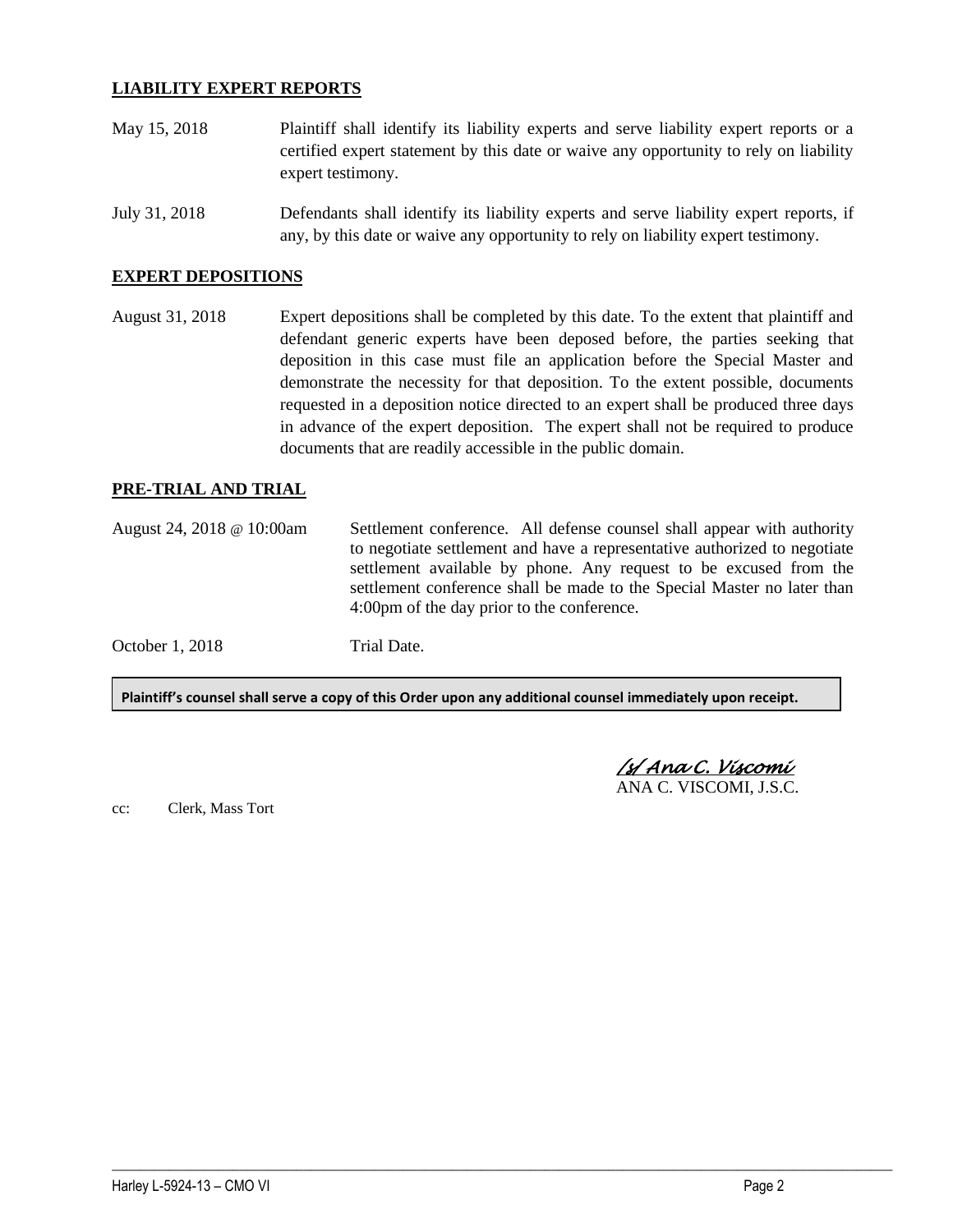**LIABILITY EXPERT REPORTS**

| | |
|---|---|
| May 15, 2018 | Plaintiff shall identify its liability experts and serve liability expert reports or a certified expert statement by this date or waive any opportunity to rely on liability expert testimony. |
| July 31, 2018 | Defendants shall identify its liability experts and serve liability expert reports, if any, by this date or waive any opportunity to rely on liability expert testimony. |

**EXPERT DEPOSITIONS**

| | |
|---|---|
| August 31, 2018 | Expert depositions shall be completed by this date. To the extent that plaintiff and defendant generic experts have been deposed before, the parties seeking that deposition in this case must file an application before the Special Master and demonstrate the necessity for that deposition. To the extent possible, documents requested in a deposition notice directed to an expert shall be produced three days in advance of the expert deposition. The expert shall not be required to produce documents that are readily accessible in the public domain. |

**PRE-TRIAL AND TRIAL**

| | |
|---|---|
| August 24, 2018 @ 10:00am | Settlement conference. All defense counsel shall appear with authority to negotiate settlement and have a representative authorized to negotiate settlement available by phone. Any request to be excused from the settlement conference shall be made to the Special Master no later than 4:00pm of the day prior to the conference. |
| October 1, 2018 | Trial Date. |

**Plaintiff's counsel shall serve a copy of this Order upon any additional counsel immediately upon receipt.**

/s/ Ana C. Viscomi
ANA C. VISCOMI, J.S.C.

cc: Clerk, Mass Tort